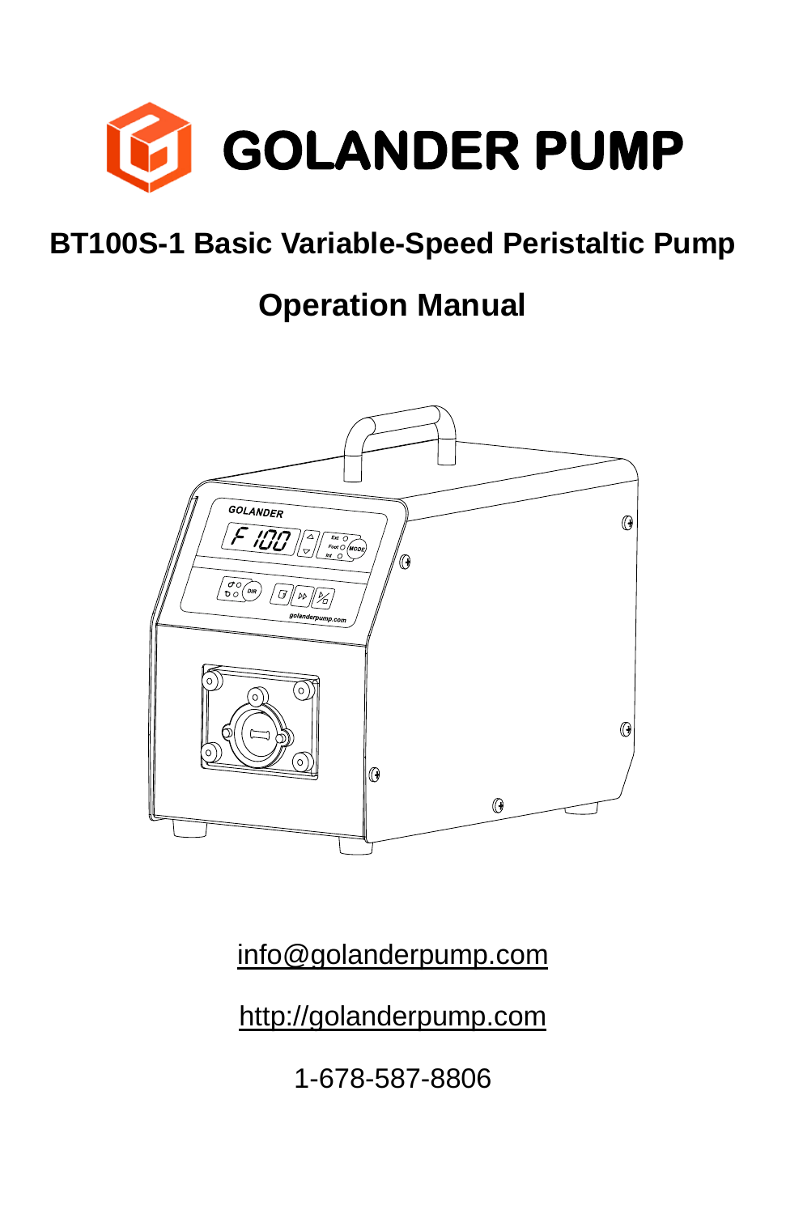# GOLANDER PUMP

## BT100S-1 Basic Variable-Speed Peristaltic Pump

## Operation Manual

info@golanderpump.com

http://golanderpump.com

1-678-587-8806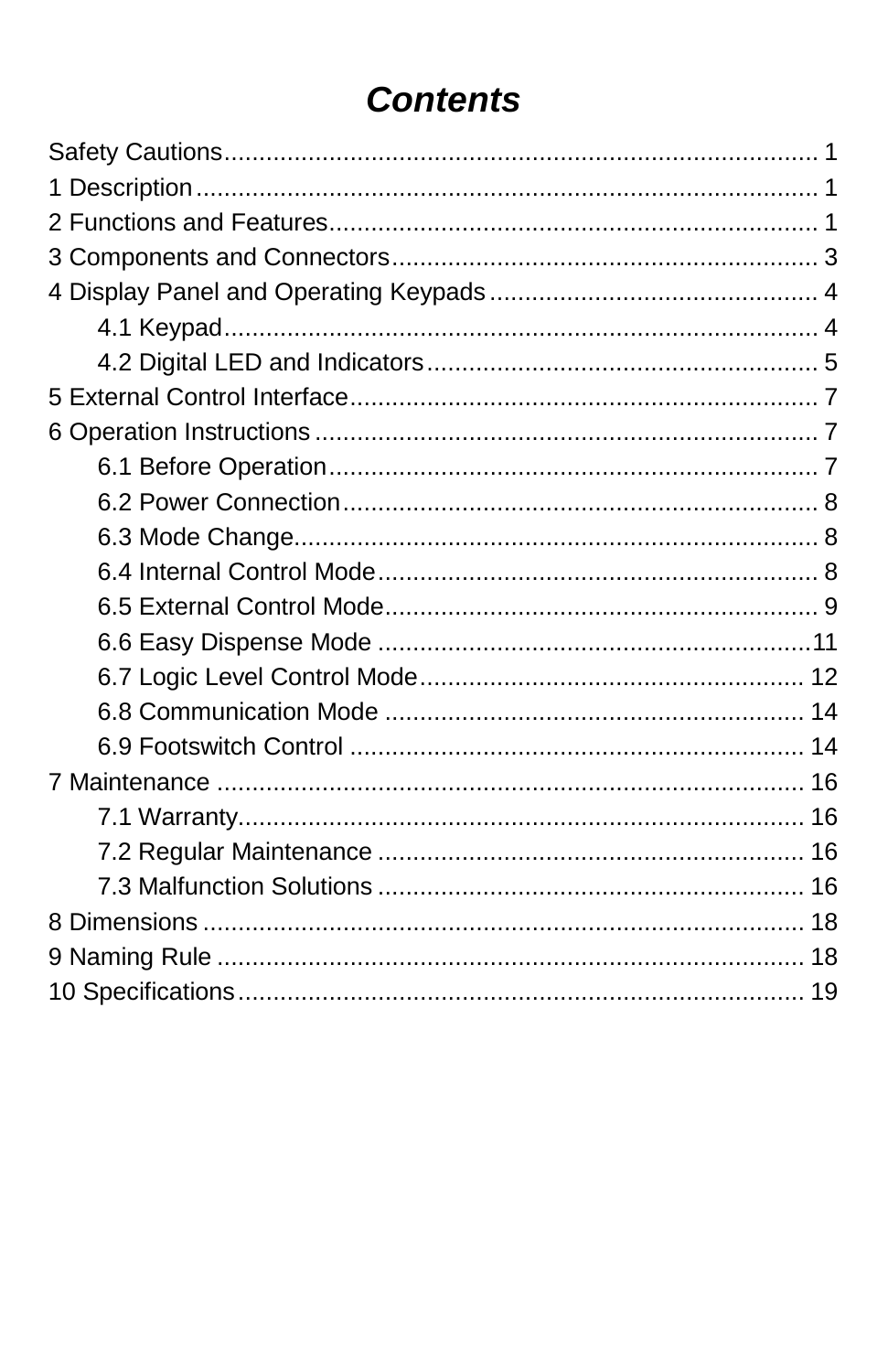# *Contents*

Safety Cautions....................................................................................... 1
1 Description........................................................................................... 1
2 Functions and Features........................................................................ 1
3 Components and Connectors............................................................... 3
4 Display Panel and Operating Keypads.................................................. 4
  4.1 Keypad............................................................................................ 4
  4.2 Digital LED and Indicators.............................................................. 5
5 External Control Interface..................................................................... 7
6 Operation Instructions........................................................................... 7
  6.1 Before Operation............................................................................ 7
  6.2 Power Connection.......................................................................... 8
  6.3 Mode Change................................................................................. 8
  6.4 Internal Control Mode..................................................................... 8
  6.5 External Control Mode.................................................................... 9
  6.6 Easy Dispense Mode...................................................................... 11
  6.7 Logic Level Control Mode............................................................... 12
  6.8 Communication Mode..................................................................... 14
  6.9 Footswitch Control.......................................................................... 14
7 Maintenance.......................................................................................... 16
  7.1 Warranty......................................................................................... 16
  7.2 Regular Maintenance...................................................................... 16
  7.3 Malfunction Solutions..................................................................... 16
8 Dimensions............................................................................................ 18
9 Naming Rule.......................................................................................... 18
10 Specifications....................................................................................... 19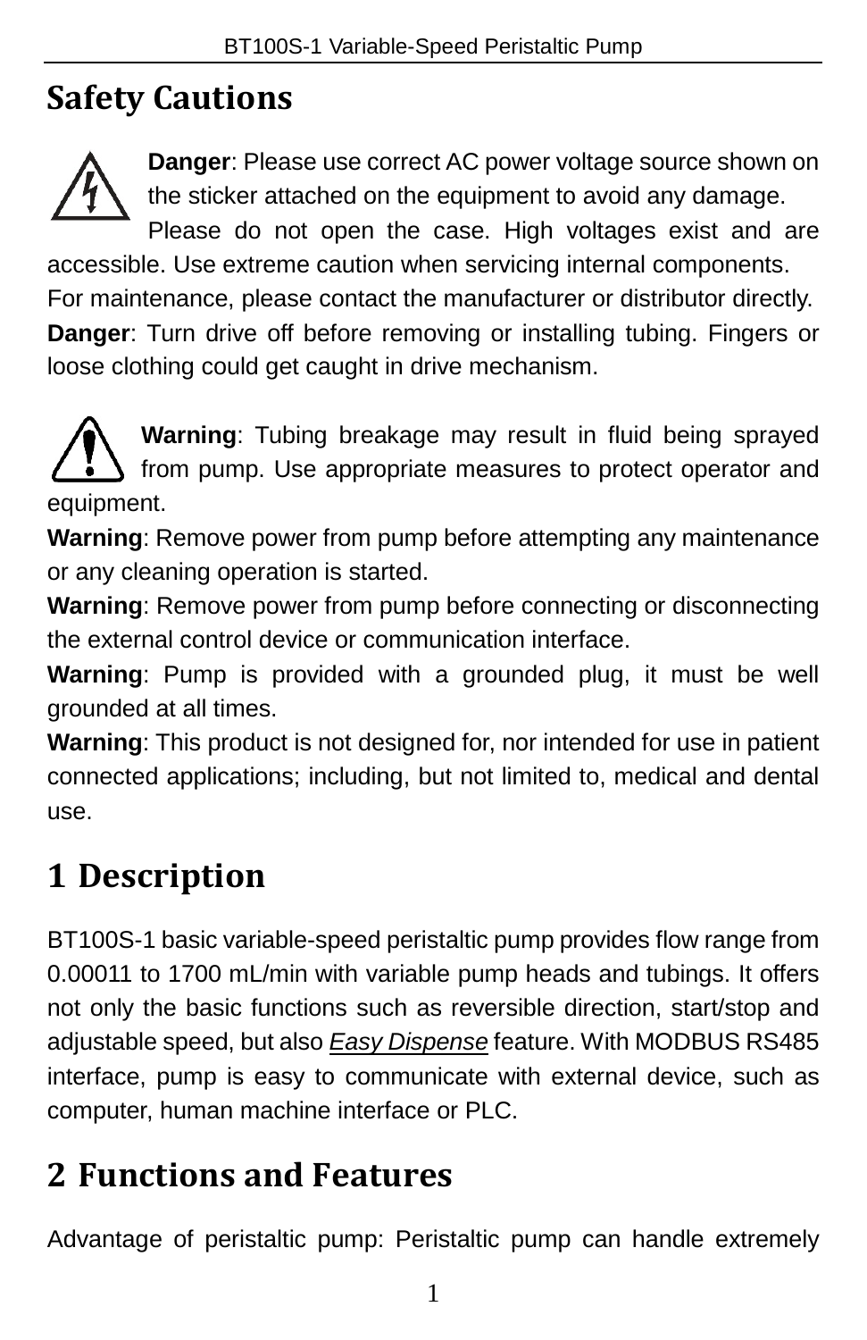# Safety Cautions

**Danger**: Please use correct AC power voltage source shown on the sticker attached on the equipment to avoid any damage.

Please do not open the case. High voltages exist and are accessible. Use extreme caution when servicing internal components.

For maintenance, please contact the manufacturer or distributor directly.

**Danger**: Turn drive off before removing or installing tubing. Fingers or loose clothing could get caught in drive mechanism.

**Warning**: Tubing breakage may result in fluid being sprayed from pump. Use appropriate measures to protect operator and equipment.

**Warning**: Remove power from pump before attempting any maintenance or any cleaning operation is started.

**Warning**: Remove power from pump before connecting or disconnecting the external control device or communication interface.

**Warning**: Pump is provided with a grounded plug, it must be well grounded at all times.

**Warning**: This product is not designed for, nor intended for use in patient connected applications; including, but not limited to, medical and dental use.

# 1 Description

BT100S-1 basic variable-speed peristaltic pump provides flow range from 0.00011 to 1700 mL/min with variable pump heads and tubings. It offers not only the basic functions such as reversible direction, start/stop and adjustable speed, but also *Easy Dispense* feature. With MODBUS RS485 interface, pump is easy to communicate with external device, such as computer, human machine interface or PLC.

# 2 Functions and Features

Advantage of peristaltic pump: Peristaltic pump can handle extremely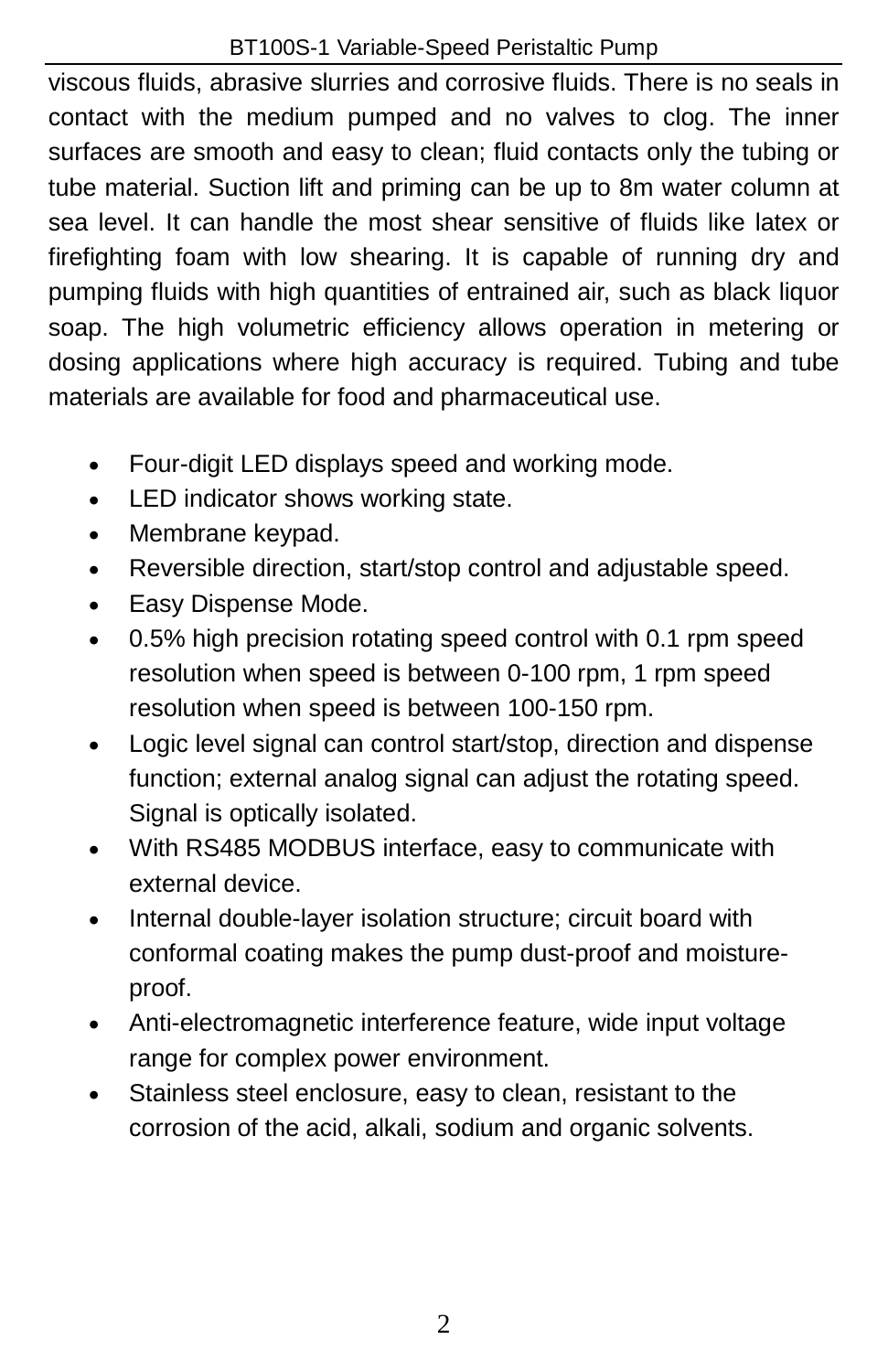viscous fluids, abrasive slurries and corrosive fluids. There is no seals in contact with the medium pumped and no valves to clog. The inner surfaces are smooth and easy to clean; fluid contacts only the tubing or tube material. Suction lift and priming can be up to 8m water column at sea level. It can handle the most shear sensitive of fluids like latex or firefighting foam with low shearing. It is capable of running dry and pumping fluids with high quantities of entrained air, such as black liquor soap. The high volumetric efficiency allows operation in metering or dosing applications where high accuracy is required. Tubing and tube materials are available for food and pharmaceutical use.

- Four-digit LED displays speed and working mode.
- LED indicator shows working state.
- Membrane keypad.
- Reversible direction, start/stop control and adjustable speed.
- Easy Dispense Mode.
- 0.5% high precision rotating speed control with 0.1 rpm speed resolution when speed is between 0-100 rpm, 1 rpm speed resolution when speed is between 100-150 rpm.
- Logic level signal can control start/stop, direction and dispense function; external analog signal can adjust the rotating speed. Signal is optically isolated.
- With RS485 MODBUS interface, easy to communicate with external device.
- Internal double-layer isolation structure; circuit board with conformal coating makes the pump dust-proof and moisture-proof.
- Anti-electromagnetic interference feature, wide input voltage range for complex power environment.
- Stainless steel enclosure, easy to clean, resistant to the corrosion of the acid, alkali, sodium and organic solvents.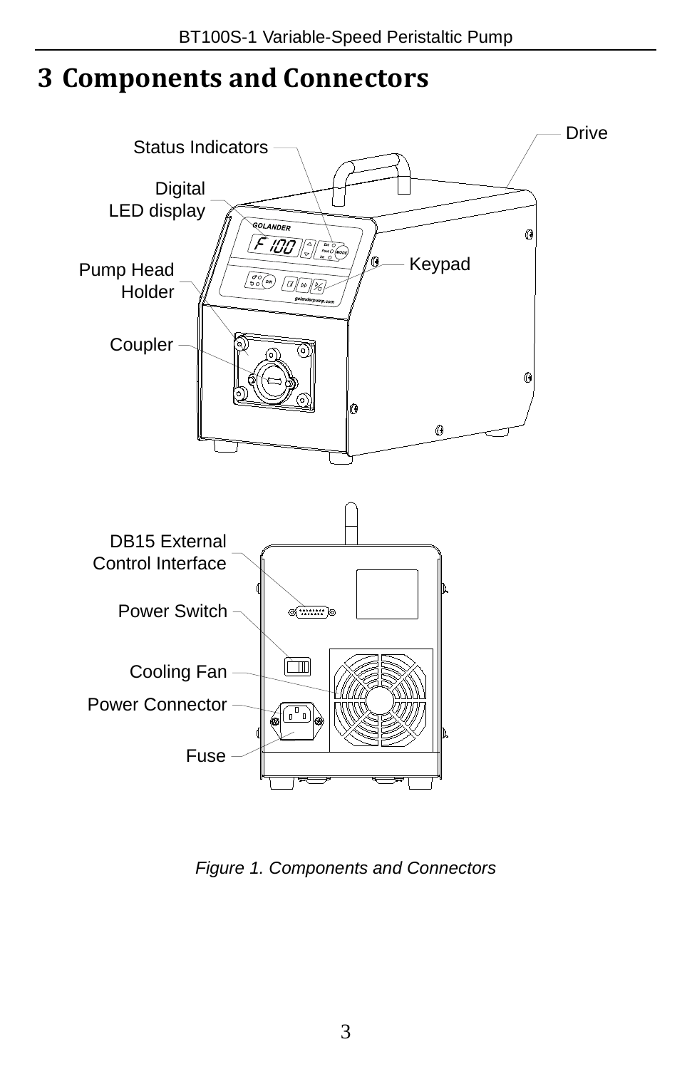# 3 Components and Connectors

Status Indicators

Digital LED display

Pump Head Holder

Coupler

Drive

Keypad

DB15 External Control Interface

Power Switch

Cooling Fan

Power Connector

Fuse

*Figure 1. Components and Connectors*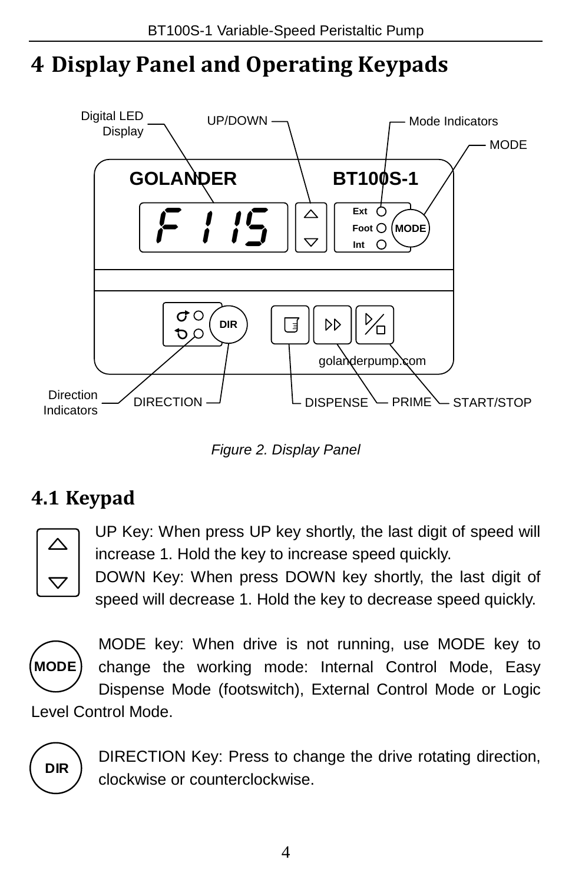# 4 Display Panel and Operating Keypads

Figure 2. Display Panel

## 4.1 Keypad

UP Key: When press UP key shortly, the last digit of speed will increase 1. Hold the key to increase speed quickly.

DOWN Key: When press DOWN key shortly, the last digit of speed will decrease 1. Hold the key to decrease speed quickly.

MODE key: When drive is not running, use MODE key to change the working mode: Internal Control Mode, Easy Dispense Mode (footswitch), External Control Mode or Logic Level Control Mode.

DIRECTION Key: Press to change the drive rotating direction, clockwise or counterclockwise.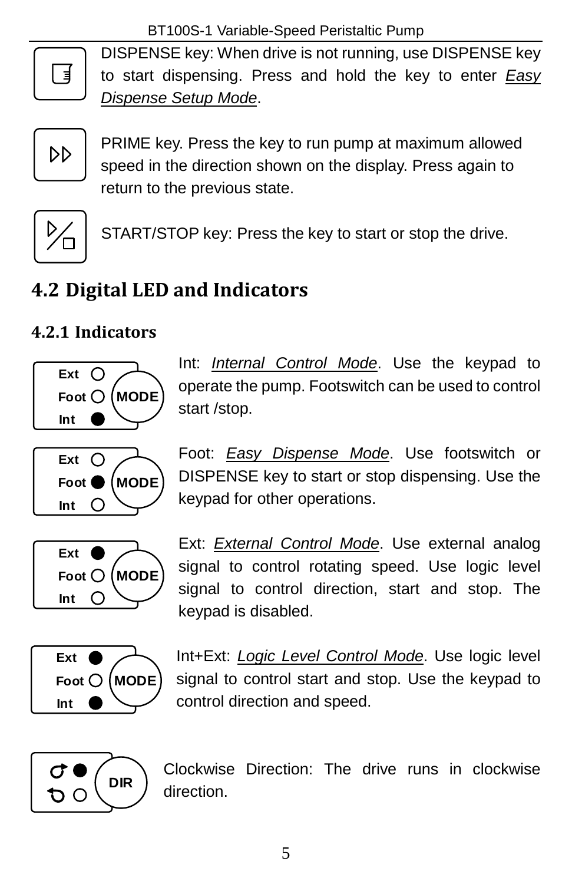DISPENSE key: When drive is not running, use DISPENSE key to start dispensing. Press and hold the key to enter *Easy Dispense Setup Mode*.

PRIME key. Press the key to run pump at maximum allowed speed in the direction shown on the display. Press again to return to the previous state.

START/STOP key: Press the key to start or stop the drive.

## 4.2 Digital LED and Indicators

### 4.2.1 Indicators

Int: *Internal Control Mode*. Use the keypad to operate the pump. Footswitch can be used to control start /stop.

Foot: *Easy Dispense Mode*. Use footswitch or DISPENSE key to start or stop dispensing. Use the keypad for other operations.

Ext: *External Control Mode*. Use external analog signal to control rotating speed. Use logic level signal to control direction, start and stop. The keypad is disabled.

Int+Ext: *Logic Level Control Mode*. Use logic level signal to control start and stop. Use the keypad to control direction and speed.

Clockwise Direction: The drive runs in clockwise direction.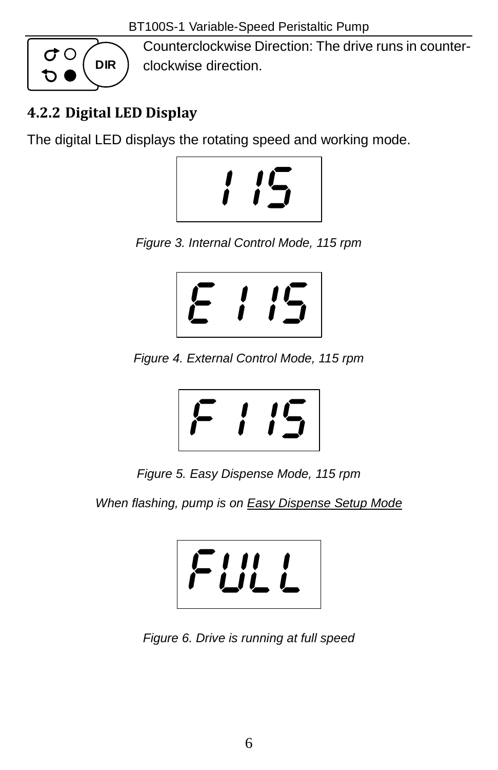Counterclockwise Direction: The drive runs in counter-clockwise direction.

### 4.2.2 Digital LED Display

The digital LED displays the rotating speed and working mode.

115

*Figure 3. Internal Control Mode, 115 rpm*

E 115

*Figure 4. External Control Mode, 115 rpm*

F 115

*Figure 5. Easy Dispense Mode, 115 rpm*

*When flashing, pump is on Easy Dispense Setup Mode*

FULL

*Figure 6. Drive is running at full speed*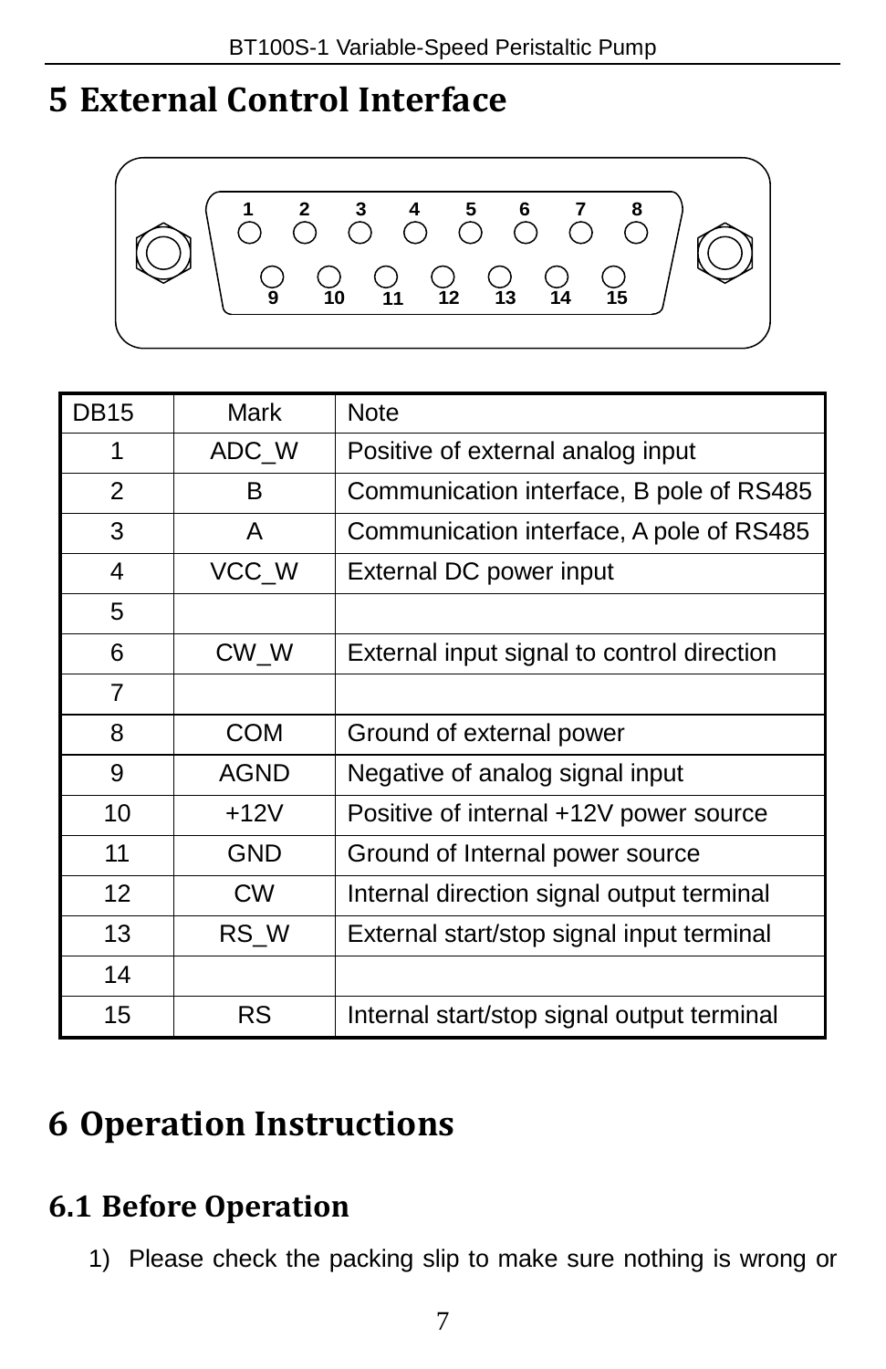# 5 External Control Interface

| DB15 | Mark | Note |
|---|---|---|
| 1 | ADC_W | Positive of external analog input |
| 2 | B | Communication interface, B pole of RS485 |
| 3 | A | Communication interface, A pole of RS485 |
| 4 | VCC_W | External DC power input |
| 5 | | |
| 6 | CW_W | External input signal to control direction |
| 7 | | |
| 8 | COM | Ground of external power |
| 9 | AGND | Negative of analog signal input |
| 10 | +12V | Positive of internal +12V power source |
| 11 | GND | Ground of Internal power source |
| 12 | CW | Internal direction signal output terminal |
| 13 | RS_W | External start/stop signal input terminal |
| 14 | | |
| 15 | RS | Internal start/stop signal output terminal |

# 6 Operation Instructions

## 6.1 Before Operation

1) Please check the packing slip to make sure nothing is wrong or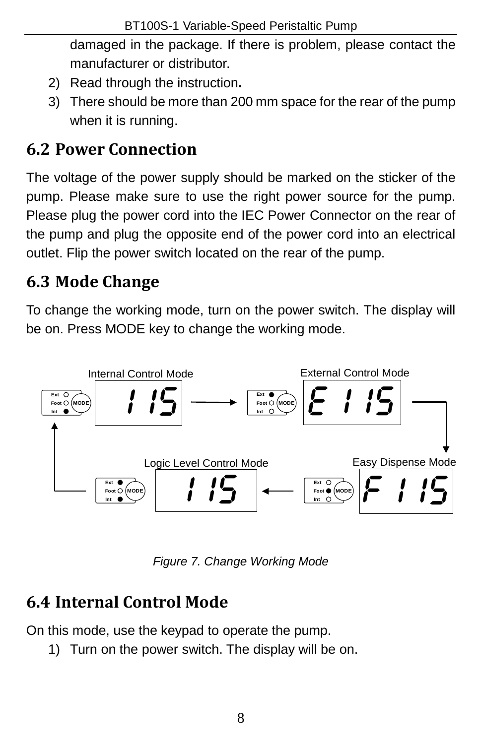damaged in the package. If there is problem, please contact the manufacturer or distributor.

2) Read through the instruction**.**
3) There should be more than 200 mm space for the rear of the pump when it is running.

## 6.2 Power Connection

The voltage of the power supply should be marked on the sticker of the pump. Please make sure to use the right power source for the pump. Please plug the power cord into the IEC Power Connector on the rear of the pump and plug the opposite end of the power cord into an electrical outlet. Flip the power switch located on the rear of the pump.

## 6.3 Mode Change

To change the working mode, turn on the power switch. The display will be on. Press MODE key to change the working mode.

Internal Control Mode — External Control Mode — Easy Dispense Mode — Logic Level Control Mode

*Figure 7. Change Working Mode*

## 6.4 Internal Control Mode

On this mode, use the keypad to operate the pump.

1) Turn on the power switch. The display will be on.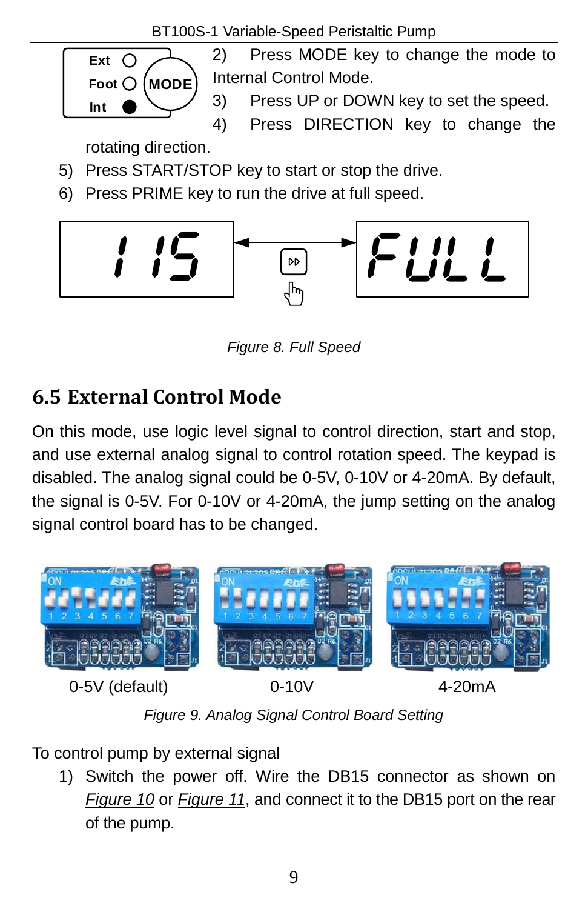2) Press MODE key to change the mode to Internal Control Mode.
3) Press UP or DOWN key to set the speed.
4) Press DIRECTION key to change the rotating direction.
5) Press START/STOP key to start or stop the drive.
6) Press PRIME key to run the drive at full speed.

*Figure 8. Full Speed*

## 6.5 External Control Mode

On this mode, use logic level signal to control direction, start and stop, and use external analog signal to control rotation speed. The keypad is disabled. The analog signal could be 0-5V, 0-10V or 4-20mA. By default, the signal is 0-5V. For 0-10V or 4-20mA, the jump setting on the analog signal control board has to be changed.

0-5V (default) 0-10V 4-20mA

*Figure 9. Analog Signal Control Board Setting*

To control pump by external signal

1) Switch the power off. Wire the DB15 connector as shown on *Figure 10* or *Figure 11*, and connect it to the DB15 port on the rear of the pump.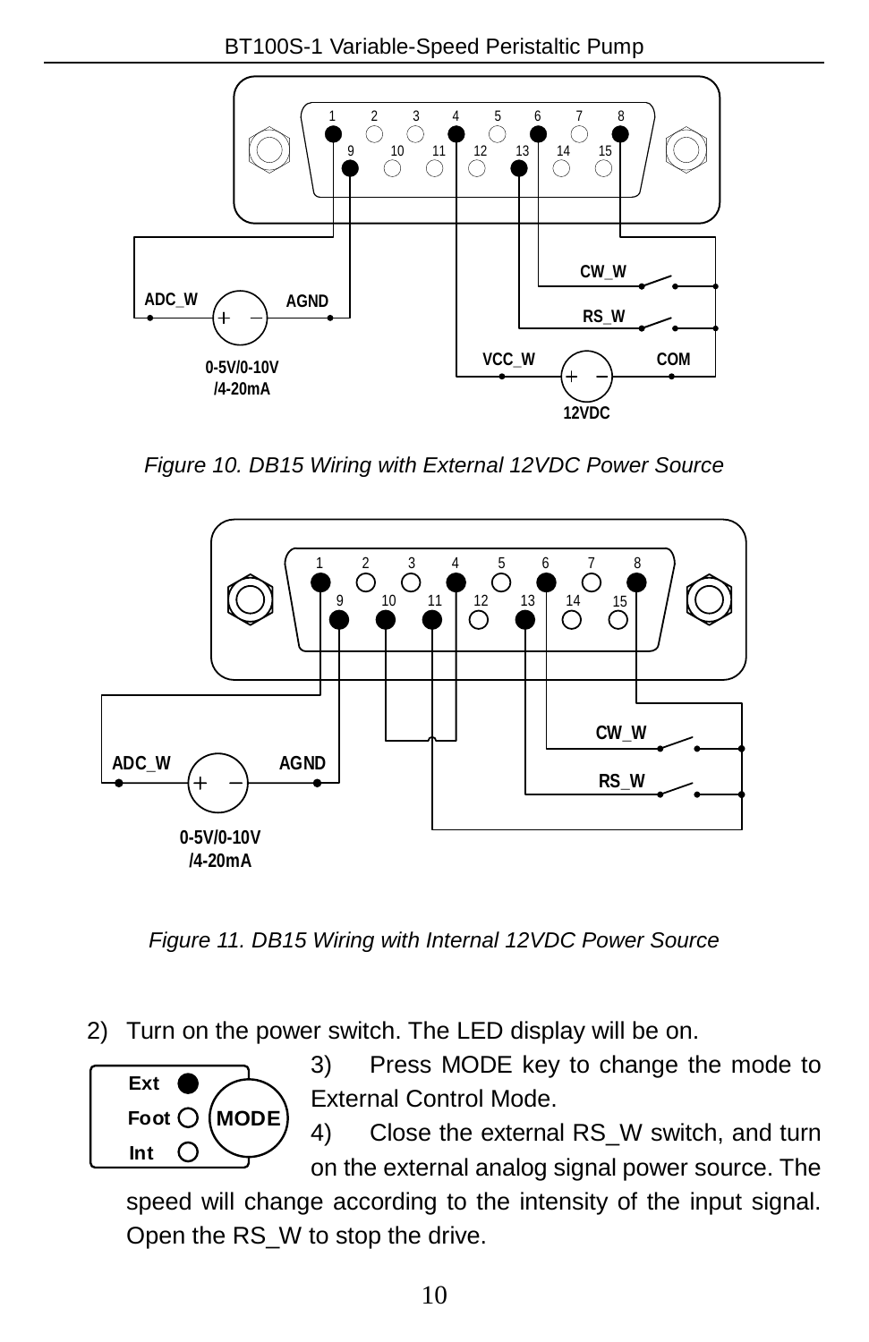Figure 10. DB15 Wiring with External 12VDC Power Source

Figure 11. DB15 Wiring with Internal 12VDC Power Source

2) Turn on the power switch. The LED display will be on.

3) Press MODE key to change the mode to External Control Mode.

4) Close the external RS_W switch, and turn on the external analog signal power source. The speed will change according to the intensity of the input signal. Open the RS_W to stop the drive.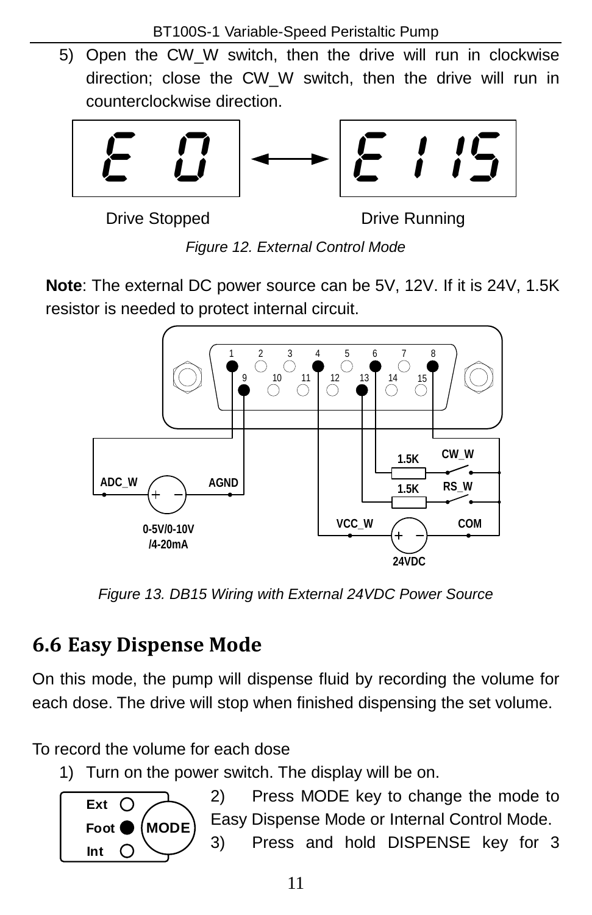5) Open the CW_W switch, then the drive will run in clockwise direction; close the CW_W switch, then the drive will run in counterclockwise direction.

Drive Stopped — Drive Running

*Figure 12. External Control Mode*

**Note**: The external DC power source can be 5V, 12V. If it is 24V, 1.5K resistor is needed to protect internal circuit.

*Figure 13. DB15 Wiring with External 24VDC Power Source*

## 6.6 Easy Dispense Mode

On this mode, the pump will dispense fluid by recording the volume for each dose. The drive will stop when finished dispensing the set volume.

To record the volume for each dose

1) Turn on the power switch. The display will be on.

2) Press MODE key to change the mode to Easy Dispense Mode or Internal Control Mode.

3) Press and hold DISPENSE key for 3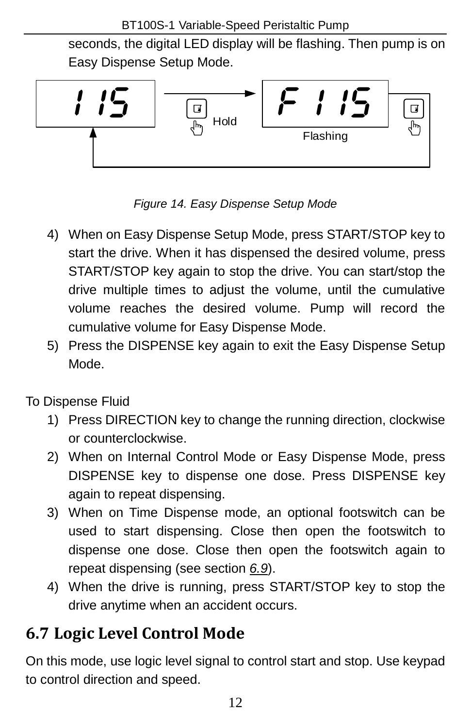seconds, the digital LED display will be flashing. Then pump is on Easy Dispense Setup Mode.

*Figure 14. Easy Dispense Setup Mode*

4) When on Easy Dispense Setup Mode, press START/STOP key to start the drive. When it has dispensed the desired volume, press START/STOP key again to stop the drive. You can start/stop the drive multiple times to adjust the volume, until the cumulative volume reaches the desired volume. Pump will record the cumulative volume for Easy Dispense Mode.
5) Press the DISPENSE key again to exit the Easy Dispense Setup Mode.

To Dispense Fluid

1) Press DIRECTION key to change the running direction, clockwise or counterclockwise.
2) When on Internal Control Mode or Easy Dispense Mode, press DISPENSE key to dispense one dose. Press DISPENSE key again to repeat dispensing.
3) When on Time Dispense mode, an optional footswitch can be used to start dispensing. Close then open the footswitch to dispense one dose. Close then open the footswitch again to repeat dispensing (see section *6.9*).
4) When the drive is running, press START/STOP key to stop the drive anytime when an accident occurs.

## 6.7 Logic Level Control Mode

On this mode, use logic level signal to control start and stop. Use keypad to control direction and speed.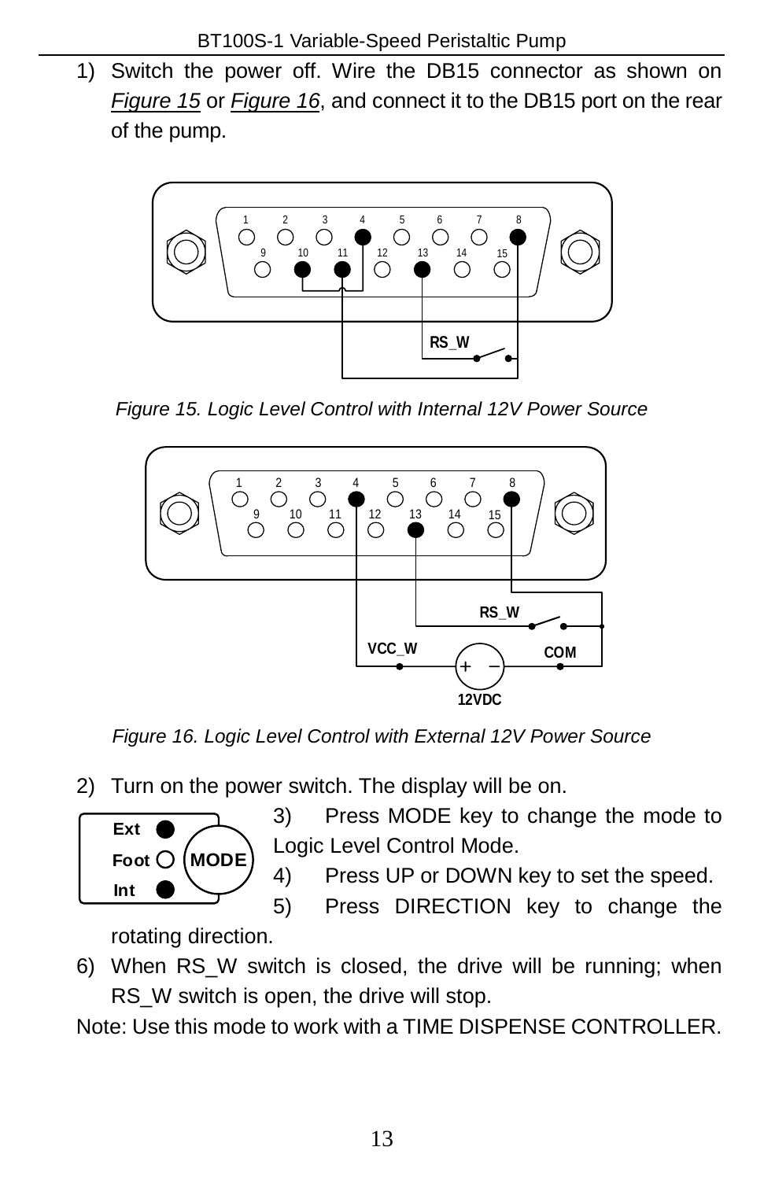1) Switch the power off. Wire the DB15 connector as shown on *Figure 15* or *Figure 16*, and connect it to the DB15 port on the rear of the pump.

*Figure 15. Logic Level Control with Internal 12V Power Source*

*Figure 16. Logic Level Control with External 12V Power Source*

2) Turn on the power switch. The display will be on.

3) Press MODE key to change the mode to Logic Level Control Mode.

4) Press UP or DOWN key to set the speed.

5) Press DIRECTION key to change the rotating direction.

6) When RS_W switch is closed, the drive will be running; when RS_W switch is open, the drive will stop.

Note: Use this mode to work with a TIME DISPENSE CONTROLLER.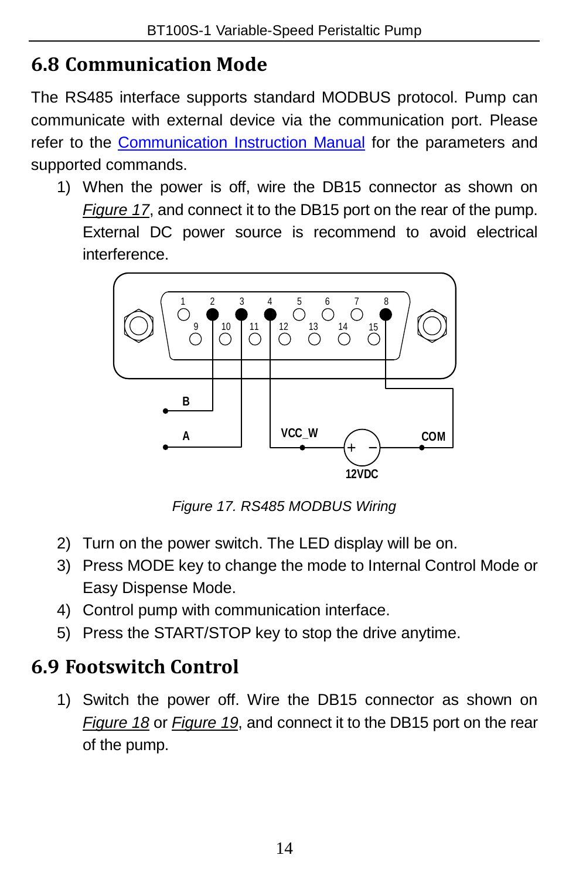## 6.8 Communication Mode

The RS485 interface supports standard MODBUS protocol. Pump can communicate with external device via the communication port. Please refer to the Communication Instruction Manual for the parameters and supported commands.

1) When the power is off, wire the DB15 connector as shown on *Figure 17*, and connect it to the DB15 port on the rear of the pump. External DC power source is recommend to avoid electrical interference.

*Figure 17. RS485 MODBUS Wiring*

2) Turn on the power switch. The LED display will be on.
3) Press MODE key to change the mode to Internal Control Mode or Easy Dispense Mode.
4) Control pump with communication interface.
5) Press the START/STOP key to stop the drive anytime.

## 6.9 Footswitch Control

1) Switch the power off. Wire the DB15 connector as shown on *Figure 18* or *Figure 19*, and connect it to the DB15 port on the rear of the pump.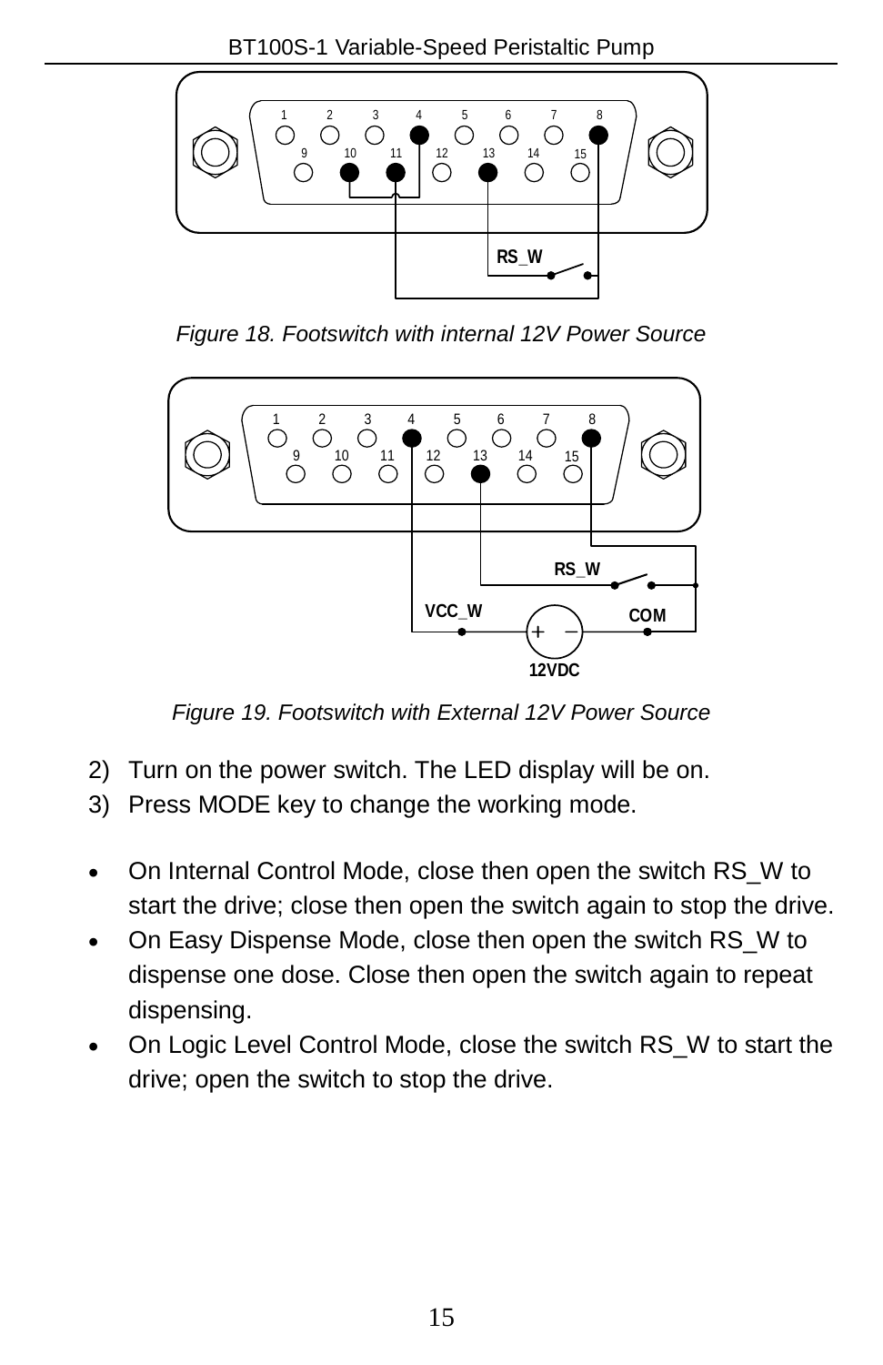*Figure 18. Footswitch with internal 12V Power Source*

*Figure 19. Footswitch with External 12V Power Source*

2) Turn on the power switch. The LED display will be on.
3) Press MODE key to change the working mode.

- On Internal Control Mode, close then open the switch RS_W to start the drive; close then open the switch again to stop the drive.
- On Easy Dispense Mode, close then open the switch RS_W to dispense one dose. Close then open the switch again to repeat dispensing.
- On Logic Level Control Mode, close the switch RS_W to start the drive; open the switch to stop the drive.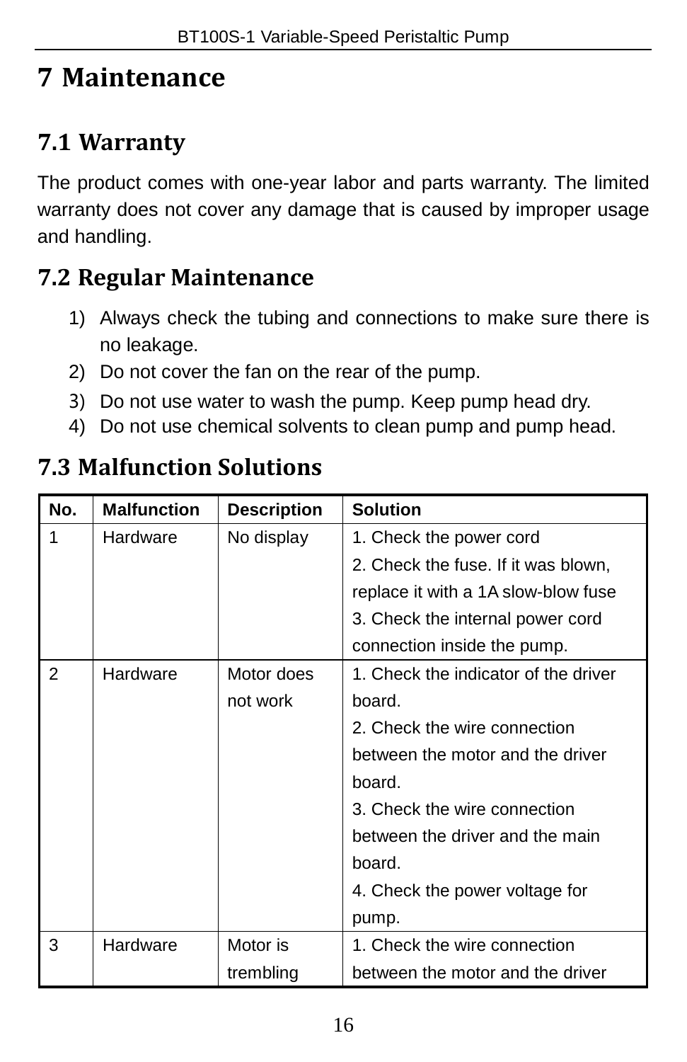# 7 Maintenance

## 7.1 Warranty

The product comes with one-year labor and parts warranty. The limited warranty does not cover any damage that is caused by improper usage and handling.

## 7.2 Regular Maintenance

1) Always check the tubing and connections to make sure there is no leakage.
2) Do not cover the fan on the rear of the pump.
3) Do not use water to wash the pump. Keep pump head dry.
4) Do not use chemical solvents to clean pump and pump head.

## 7.3 Malfunction Solutions

| No. | Malfunction | Description | Solution |
|---|---|---|---|
| 1 | Hardware | No display | 1. Check the power cord<br>2. Check the fuse. If it was blown, replace it with a 1A slow-blow fuse<br>3. Check the internal power cord connection inside the pump. |
| 2 | Hardware | Motor does not work | 1. Check the indicator of the driver board.<br>2. Check the wire connection between the motor and the driver board.<br>3. Check the wire connection between the driver and the main board.<br>4. Check the power voltage for pump. |
| 3 | Hardware | Motor is trembling | 1. Check the wire connection between the motor and the driver |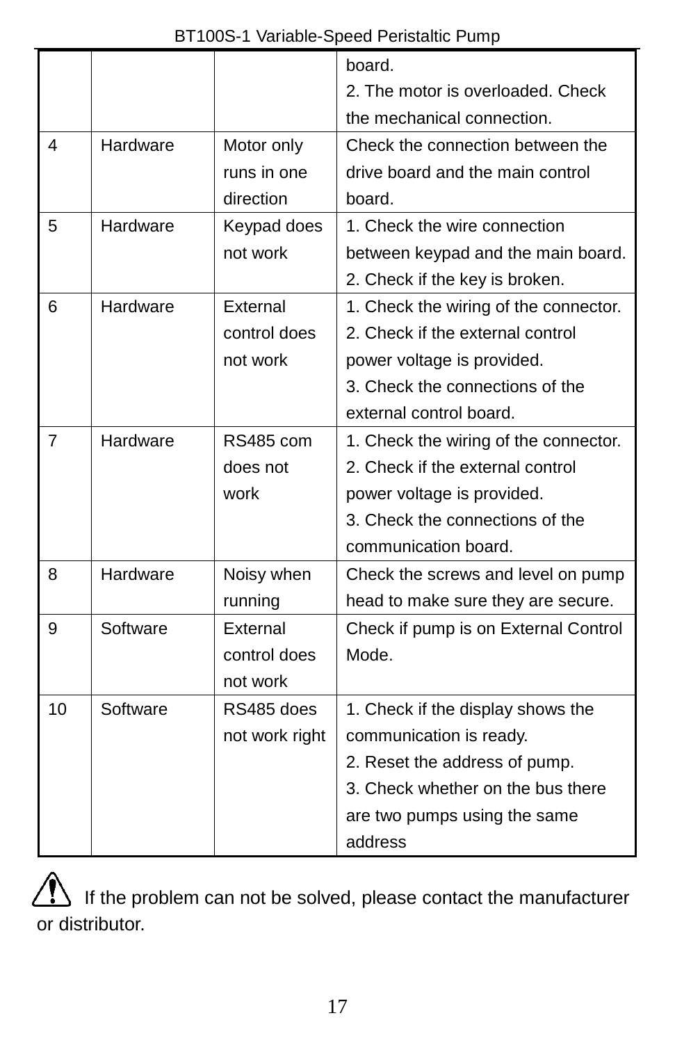|  |  |  | board.<br>2. The motor is overloaded. Check the mechanical connection. |
|---|---|---|---|
| 4 | Hardware | Motor only runs in one direction | Check the connection between the drive board and the main control board. |
| 5 | Hardware | Keypad does not work | 1. Check the wire connection between keypad and the main board.<br>2. Check if the key is broken. |
| 6 | Hardware | External control does not work | 1. Check the wiring of the connector.<br>2. Check if the external control power voltage is provided.<br>3. Check the connections of the external control board. |
| 7 | Hardware | RS485 com does not work | 1. Check the wiring of the connector.<br>2. Check if the external control power voltage is provided.<br>3. Check the connections of the communication board. |
| 8 | Hardware | Noisy when running | Check the screws and level on pump head to make sure they are secure. |
| 9 | Software | External control does not work | Check if pump is on External Control Mode. |
| 10 | Software | RS485 does not work right | 1. Check if the display shows the communication is ready.<br>2. Reset the address of pump.<br>3. Check whether on the bus there are two pumps using the same address |

⚠ If the problem can not be solved, please contact the manufacturer or distributor.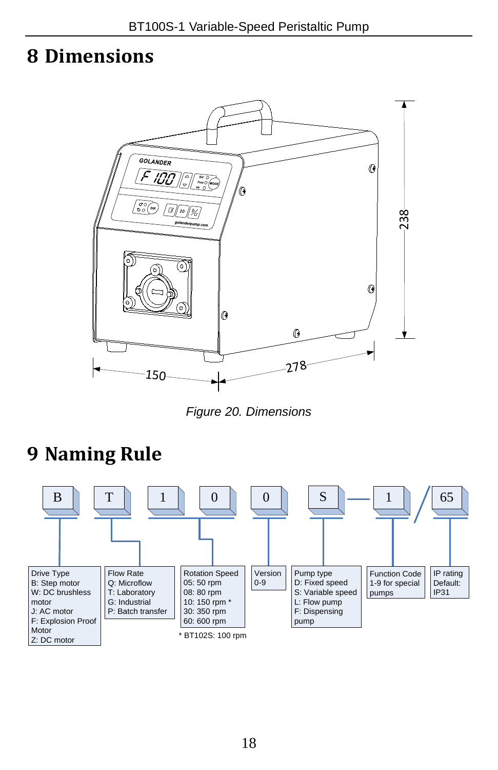# 8 Dimensions

Figure 20. Dimensions

# 9 Naming Rule

B T 1 0 0 S — 1 / 65

| Drive Type | Flow Rate | Rotation Speed | Version | Pump type | Function Code | IP rating |
|---|---|---|---|---|---|---|
| B: Step motor<br>W: DC brushless motor<br>J: AC motor<br>F: Explosion Proof Motor<br>Z: DC motor | Q: Microflow<br>T: Laboratory<br>G: Industrial<br>P: Batch transfer | 05: 50 rpm<br>08: 80 rpm<br>10: 150 rpm *<br>30: 350 rpm<br>60: 600 rpm | 0-9 | D: Fixed speed<br>S: Variable speed<br>L: Flow pump<br>F: Dispensing pump | 1-9 for special pumps | Default: IP31 |

* BT102S: 100 rpm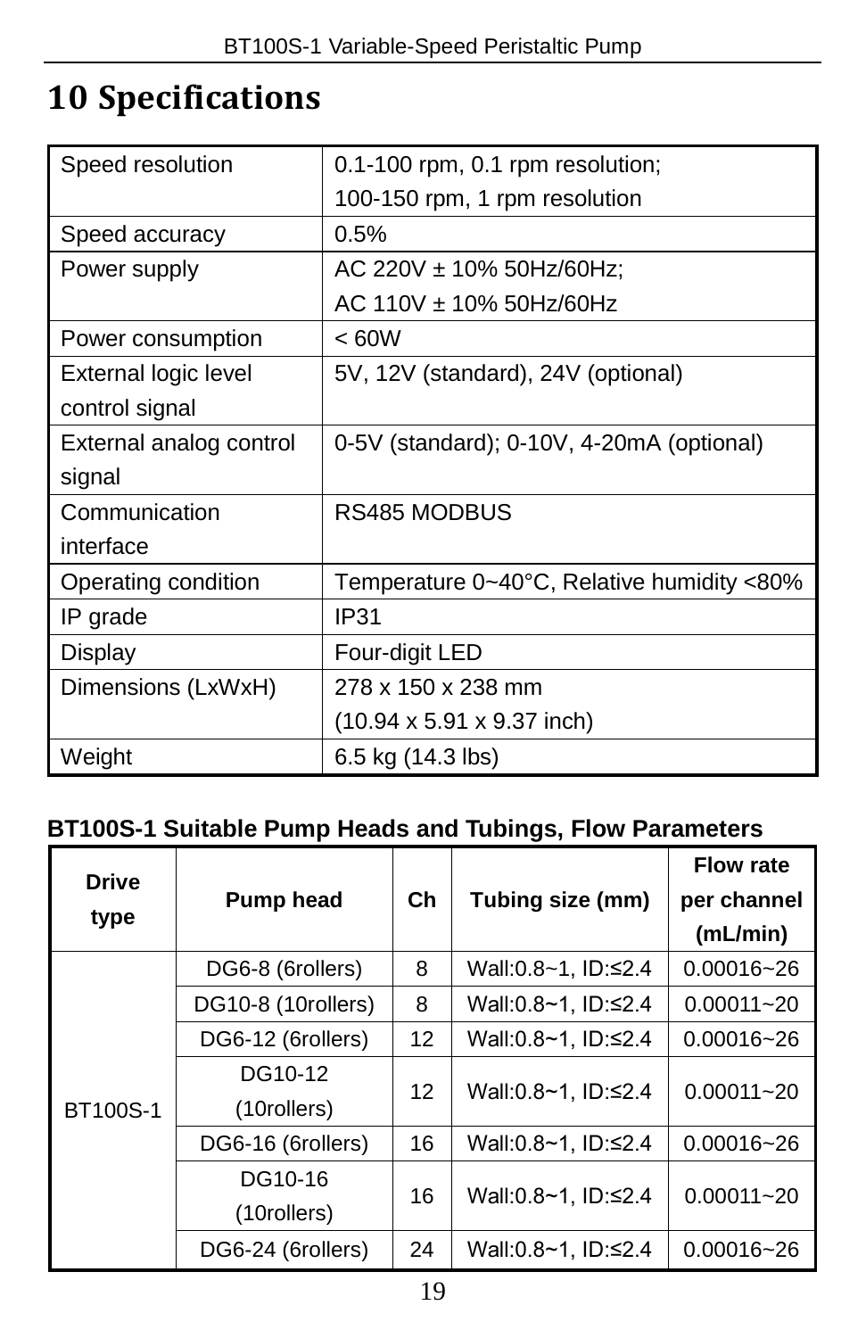# 10 Specifications

| | |
|---|---|
| Speed resolution | 0.1-100 rpm, 0.1 rpm resolution;<br>100-150 rpm, 1 rpm resolution |
| Speed accuracy | 0.5% |
| Power supply | AC 220V ± 10% 50Hz/60Hz;<br>AC 110V ± 10% 50Hz/60Hz |
| Power consumption | < 60W |
| External logic level control signal | 5V, 12V (standard), 24V (optional) |
| External analog control signal | 0-5V (standard); 0-10V, 4-20mA (optional) |
| Communication interface | RS485 MODBUS |
| Operating condition | Temperature 0~40°C, Relative humidity <80% |
| IP grade | IP31 |
| Display | Four-digit LED |
| Dimensions (LxWxH) | 278 x 150 x 238 mm<br>(10.94 x 5.91 x 9.37 inch) |
| Weight | 6.5 kg (14.3 lbs) |

**BT100S-1 Suitable Pump Heads and Tubings, Flow Parameters**

| Drive type | Pump head | Ch | Tubing size (mm) | Flow rate per channel (mL/min) |
|---|---|---|---|---|
| BT100S-1 | DG6-8 (6rollers) | 8 | Wall:0.8~1, ID:≤2.4 | 0.00016~26 |
| | DG10-8 (10rollers) | 8 | Wall:0.8~1, ID:≤2.4 | 0.00011~20 |
| | DG6-12 (6rollers) | 12 | Wall:0.8~1, ID:≤2.4 | 0.00016~26 |
| | DG10-12 (10rollers) | 12 | Wall:0.8~1, ID:≤2.4 | 0.00011~20 |
| | DG6-16 (6rollers) | 16 | Wall:0.8~1, ID:≤2.4 | 0.00016~26 |
| | DG10-16 (10rollers) | 16 | Wall:0.8~1, ID:≤2.4 | 0.00011~20 |
| | DG6-24 (6rollers) | 24 | Wall:0.8~1, ID:≤2.4 | 0.00016~26 |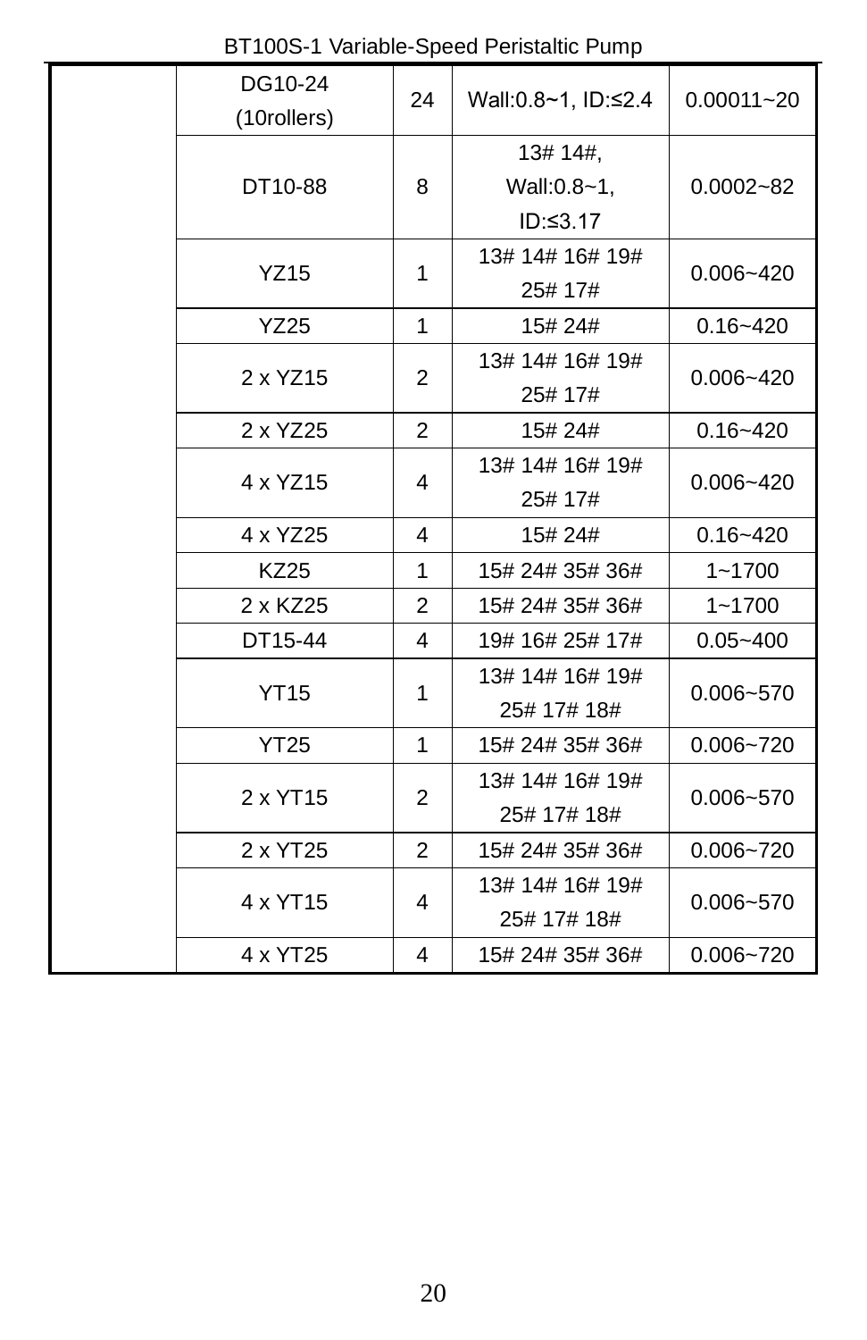| | | | | |
|---|---|---|---|---|
| | DG10-24 (10rollers) | 24 | Wall:0.8~1, ID:≤2.4 | 0.00011~20 |
| | DT10-88 | 8 | 13# 14#, Wall:0.8~1, ID:≤3.17 | 0.0002~82 |
| | YZ15 | 1 | 13# 14# 16# 19# 25# 17# | 0.006~420 |
| | YZ25 | 1 | 15# 24# | 0.16~420 |
| | 2 x YZ15 | 2 | 13# 14# 16# 19# 25# 17# | 0.006~420 |
| | 2 x YZ25 | 2 | 15# 24# | 0.16~420 |
| | 4 x YZ15 | 4 | 13# 14# 16# 19# 25# 17# | 0.006~420 |
| | 4 x YZ25 | 4 | 15# 24# | 0.16~420 |
| | KZ25 | 1 | 15# 24# 35# 36# | 1~1700 |
| | 2 x KZ25 | 2 | 15# 24# 35# 36# | 1~1700 |
| | DT15-44 | 4 | 19# 16# 25# 17# | 0.05~400 |
| | YT15 | 1 | 13# 14# 16# 19# 25# 17# 18# | 0.006~570 |
| | YT25 | 1 | 15# 24# 35# 36# | 0.006~720 |
| | 2 x YT15 | 2 | 13# 14# 16# 19# 25# 17# 18# | 0.006~570 |
| | 2 x YT25 | 2 | 15# 24# 35# 36# | 0.006~720 |
| | 4 x YT15 | 4 | 13# 14# 16# 19# 25# 17# 18# | 0.006~570 |
| | 4 x YT25 | 4 | 15# 24# 35# 36# | 0.006~720 |